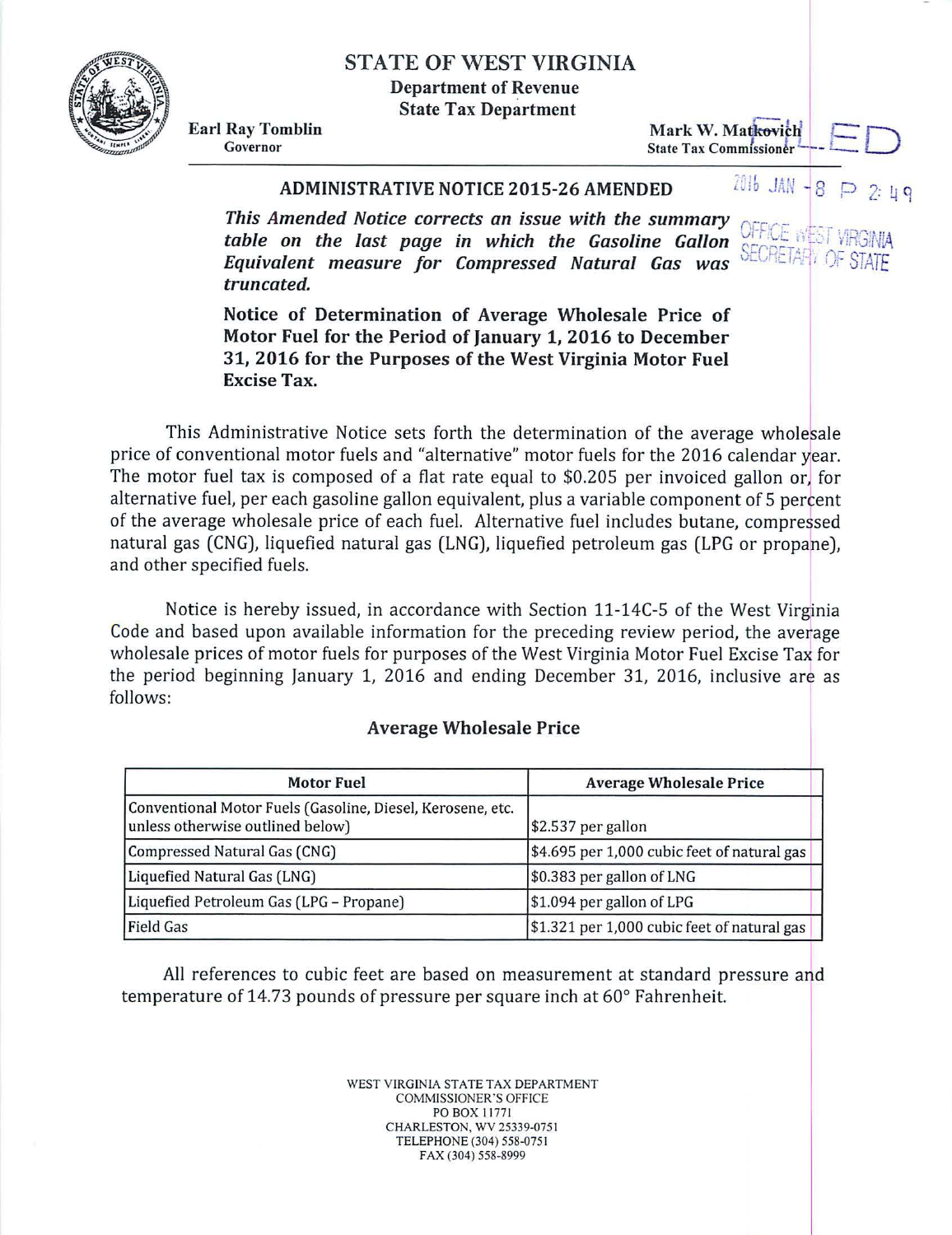# STATE OF WEST VIRGINIA

**Department of Revenue**
**State Tax Department**

**Earl Ray Tomblin**
Governor

**Mark W. Matkovich**
State Tax Commissioner

FILED

2016 JAN -8 P 2:49

OFFICE WEST VIRGINIA SECRETARY OF STATE

## ADMINISTRATIVE NOTICE 2015-26 AMENDED

***This Amended Notice corrects an issue with the summary table on the last page in which the Gasoline Gallon Equivalent measure for Compressed Natural Gas was truncated.***

**Notice of Determination of Average Wholesale Price of Motor Fuel for the Period of January 1, 2016 to December 31, 2016 for the Purposes of the West Virginia Motor Fuel Excise Tax.**

This Administrative Notice sets forth the determination of the average wholesale price of conventional motor fuels and "alternative" motor fuels for the 2016 calendar year. The motor fuel tax is composed of a flat rate equal to $0.205 per invoiced gallon or, for alternative fuel, per each gasoline gallon equivalent, plus a variable component of 5 percent of the average wholesale price of each fuel. Alternative fuel includes butane, compressed natural gas (CNG), liquefied natural gas (LNG), liquefied petroleum gas (LPG or propane), and other specified fuels.

Notice is hereby issued, in accordance with Section 11-14C-5 of the West Virginia Code and based upon available information for the preceding review period, the average wholesale prices of motor fuels for purposes of the West Virginia Motor Fuel Excise Tax for the period beginning January 1, 2016 and ending December 31, 2016, inclusive are as follows:

### Average Wholesale Price

| Motor Fuel | Average Wholesale Price |
|---|---|
| Conventional Motor Fuels (Gasoline, Diesel, Kerosene, etc. unless otherwise outlined below) | $2.537 per gallon |
| Compressed Natural Gas (CNG) | $4.695 per 1,000 cubic feet of natural gas |
| Liquefied Natural Gas (LNG) | $0.383 per gallon of LNG |
| Liquefied Petroleum Gas (LPG – Propane) | $1.094 per gallon of LPG |
| Field Gas | $1.321 per 1,000 cubic feet of natural gas |

All references to cubic feet are based on measurement at standard pressure and temperature of 14.73 pounds of pressure per square inch at 60° Fahrenheit.

WEST VIRGINIA STATE TAX DEPARTMENT
COMMISSIONER'S OFFICE
PO BOX 11771
CHARLESTON, WV 25339-0751
TELEPHONE (304) 558-0751
FAX (304) 558-8999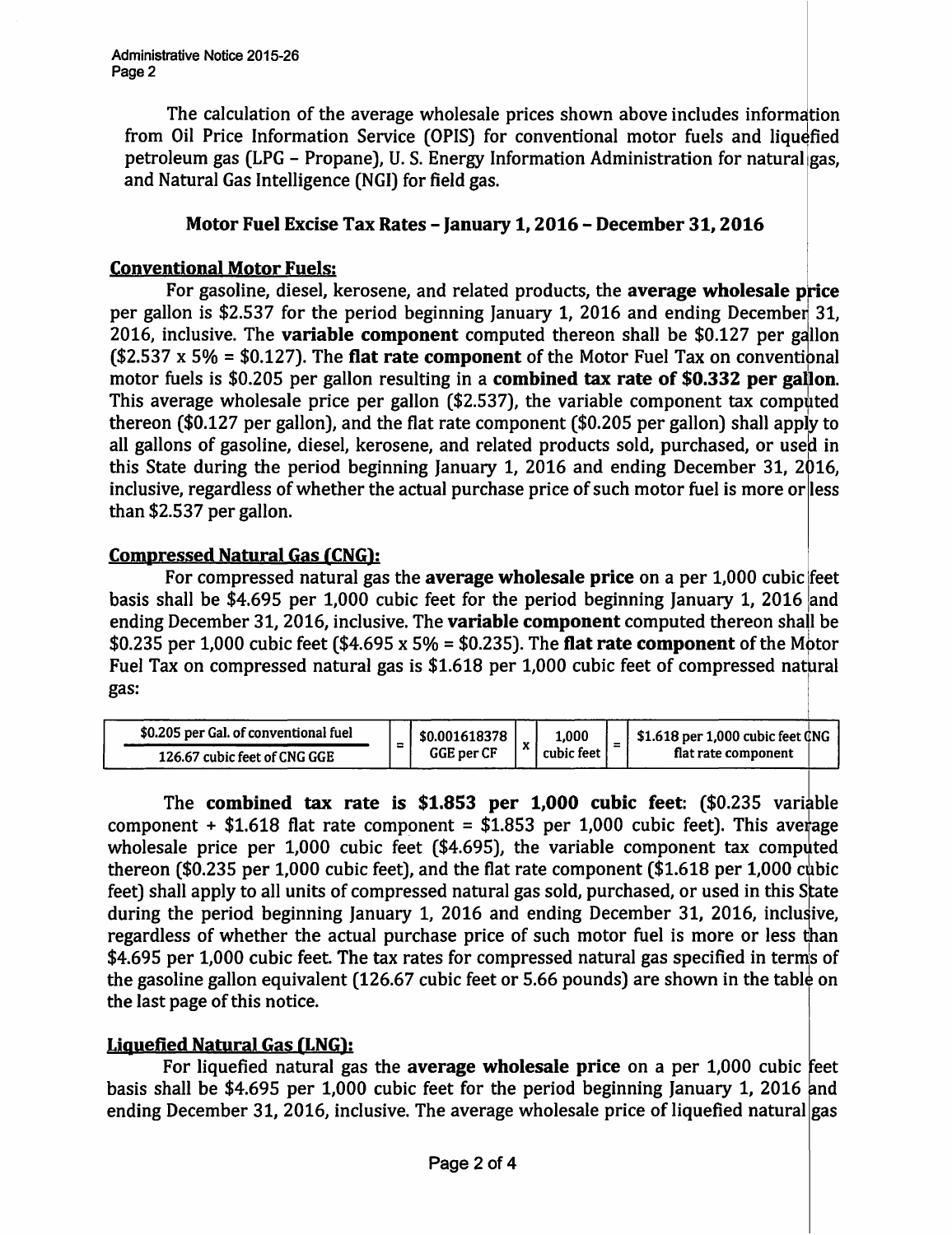The calculation of the average wholesale prices shown above includes information from Oil Price Information Service (OPIS) for conventional motor fuels and liquefied petroleum gas (LPG – Propane), U. S. Energy Information Administration for natural gas, and Natural Gas Intelligence (NGI) for field gas.

## Motor Fuel Excise Tax Rates – January 1, 2016 – December 31, 2016

### Conventional Motor Fuels:

For gasoline, diesel, kerosene, and related products, the **average wholesale price** per gallon is \$2.537 for the period beginning January 1, 2016 and ending December 31, 2016, inclusive. The **variable component** computed thereon shall be \$0.127 per gallon (\$2.537 x 5% = \$0.127). The **flat rate component** of the Motor Fuel Tax on conventional motor fuels is \$0.205 per gallon resulting in a **combined tax rate of \$0.332 per gallon.** This average wholesale price per gallon (\$2.537), the variable component tax computed thereon (\$0.127 per gallon), and the flat rate component (\$0.205 per gallon) shall apply to all gallons of gasoline, diesel, kerosene, and related products sold, purchased, or used in this State during the period beginning January 1, 2016 and ending December 31, 2016, inclusive, regardless of whether the actual purchase price of such motor fuel is more or less than \$2.537 per gallon.

### Compressed Natural Gas (CNG):

For compressed natural gas the **average wholesale price** on a per 1,000 cubic feet basis shall be \$4.695 per 1,000 cubic feet for the period beginning January 1, 2016 and ending December 31, 2016, inclusive. The **variable component** computed thereon shall be \$0.235 per 1,000 cubic feet (\$4.695 x 5% = \$0.235). The **flat rate component** of the Motor Fuel Tax on compressed natural gas is \$1.618 per 1,000 cubic feet of compressed natural gas:

| \$0.205 per Gal. of conventional fuel / 126.67 cubic feet of CNG GGE | = | \$0.001618378 GGE per CF | x | 1,000 cubic feet | = | \$1.618 per 1,000 cubic feet CNG flat rate component |
|---|---|---|---|---|---|---|

The **combined tax rate is \$1.853 per 1,000 cubic feet**: (\$0.235 variable component + \$1.618 flat rate component = \$1.853 per 1,000 cubic feet). This average wholesale price per 1,000 cubic feet (\$4.695), the variable component tax computed thereon (\$0.235 per 1,000 cubic feet), and the flat rate component (\$1.618 per 1,000 cubic feet) shall apply to all units of compressed natural gas sold, purchased, or used in this State during the period beginning January 1, 2016 and ending December 31, 2016, inclusive, regardless of whether the actual purchase price of such motor fuel is more or less than \$4.695 per 1,000 cubic feet. The tax rates for compressed natural gas specified in terms of the gasoline gallon equivalent (126.67 cubic feet or 5.66 pounds) are shown in the table on the last page of this notice.

### Liquefied Natural Gas (LNG):

For liquefied natural gas the **average wholesale price** on a per 1,000 cubic feet basis shall be \$4.695 per 1,000 cubic feet for the period beginning January 1, 2016 and ending December 31, 2016, inclusive. The average wholesale price of liquefied natural gas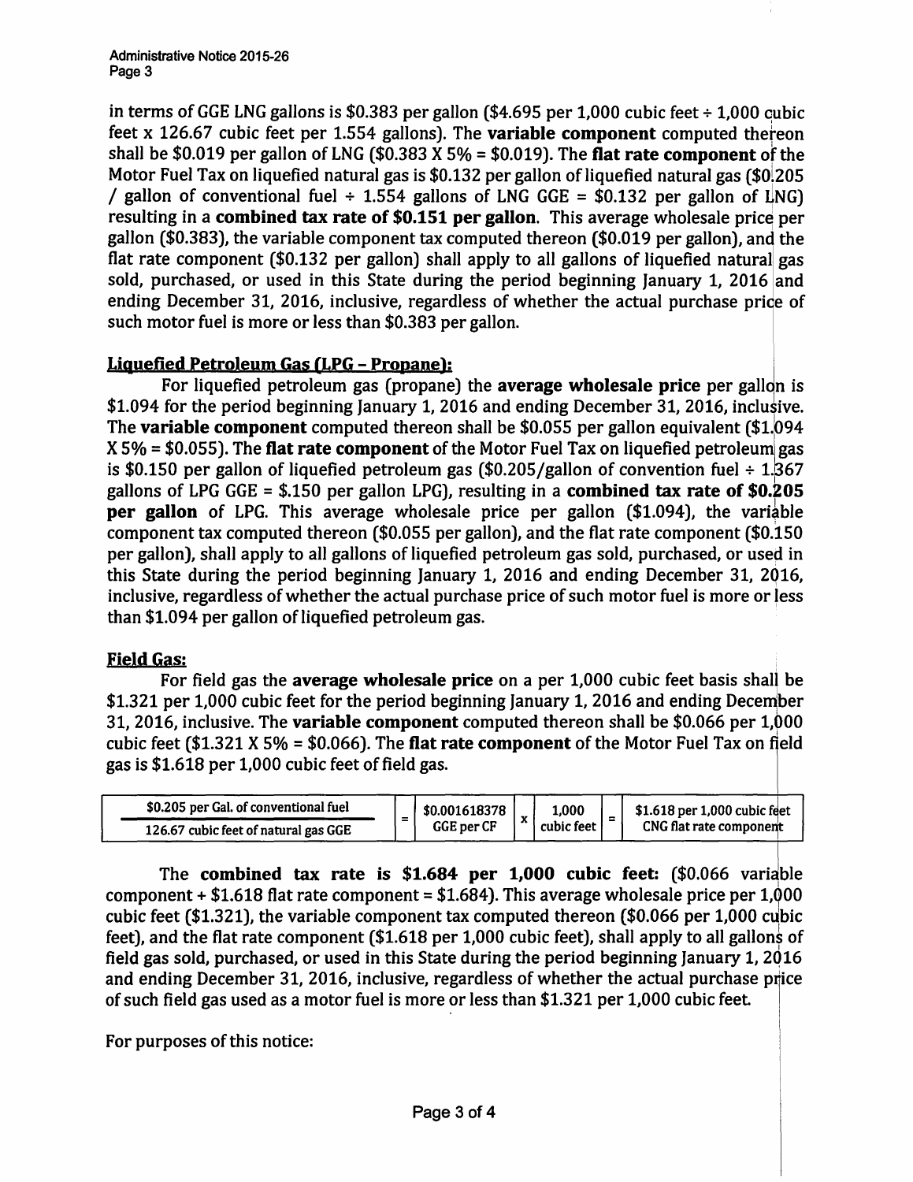in terms of GGE LNG gallons is $0.383 per gallon ($4.695 per 1,000 cubic feet ÷ 1,000 cubic feet x 126.67 cubic feet per 1.554 gallons). The **variable component** computed thereon shall be $0.019 per gallon of LNG ($0.383 X 5% = $0.019). The **flat rate component** of the Motor Fuel Tax on liquefied natural gas is $0.132 per gallon of liquefied natural gas ($0.205 / gallon of conventional fuel ÷ 1.554 gallons of LNG GGE = $0.132 per gallon of LNG) resulting in a **combined tax rate of $0.151 per gallon**. This average wholesale price per gallon ($0.383), the variable component tax computed thereon ($0.019 per gallon), and the flat rate component ($0.132 per gallon) shall apply to all gallons of liquefied natural gas sold, purchased, or used in this State during the period beginning January 1, 2016 and ending December 31, 2016, inclusive, regardless of whether the actual purchase price of such motor fuel is more or less than $0.383 per gallon.

**Liquefied Petroleum Gas (LPG – Propane):**

For liquefied petroleum gas (propane) the **average wholesale price** per gallon is $1.094 for the period beginning January 1, 2016 and ending December 31, 2016, inclusive. The **variable component** computed thereon shall be $0.055 per gallon equivalent ($1.094 X 5% = $0.055). The **flat rate component** of the Motor Fuel Tax on liquefied petroleum gas is $0.150 per gallon of liquefied petroleum gas ($0.205/gallon of convention fuel ÷ 1.367 gallons of LPG GGE = $.150 per gallon LPG), resulting in a **combined tax rate of $0.205 per gallon** of LPG. This average wholesale price per gallon ($1.094), the variable component tax computed thereon ($0.055 per gallon), and the flat rate component ($0.150 per gallon), shall apply to all gallons of liquefied petroleum gas sold, purchased, or used in this State during the period beginning January 1, 2016 and ending December 31, 2016, inclusive, regardless of whether the actual purchase price of such motor fuel is more or less than $1.094 per gallon of liquefied petroleum gas.

**Field Gas:**

For field gas the **average wholesale price** on a per 1,000 cubic feet basis shall be $1.321 per 1,000 cubic feet for the period beginning January 1, 2016 and ending December 31, 2016, inclusive. The **variable component** computed thereon shall be $0.066 per 1,000 cubic feet ($1.321 X 5% = $0.066). The **flat rate component** of the Motor Fuel Tax on field gas is $1.618 per 1,000 cubic feet of field gas.

| $0.205 per Gal. of conventional fuel / 126.67 cubic feet of natural gas GGE | = | $0.001618378 GGE per CF | x | 1,000 cubic feet | = | $1.618 per 1,000 cubic feet CNG flat rate component |
|---|---|---|---|---|---|---|

The **combined tax rate is $1.684 per 1,000 cubic feet:** ($0.066 variable component + $1.618 flat rate component = $1.684). This average wholesale price per 1,000 cubic feet ($1.321), the variable component tax computed thereon ($0.066 per 1,000 cubic feet), and the flat rate component ($1.618 per 1,000 cubic feet), shall apply to all gallons of field gas sold, purchased, or used in this State during the period beginning January 1, 2016 and ending December 31, 2016, inclusive, regardless of whether the actual purchase price of such field gas used as a motor fuel is more or less than $1.321 per 1,000 cubic feet.

For purposes of this notice: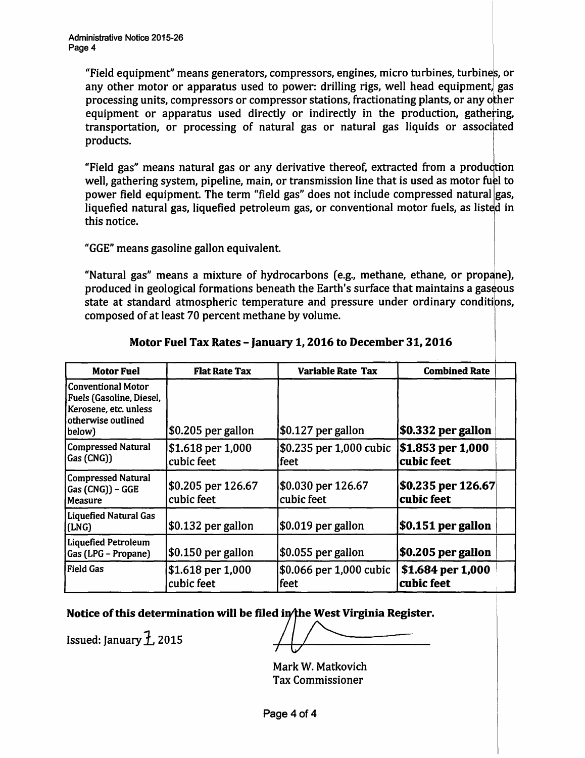"Field equipment" means generators, compressors, engines, micro turbines, turbines, or any other motor or apparatus used to power: drilling rigs, well head equipment, gas processing units, compressors or compressor stations, fractionating plants, or any other equipment or apparatus used directly or indirectly in the production, gathering, transportation, or processing of natural gas or natural gas liquids or associated products.

"Field gas" means natural gas or any derivative thereof, extracted from a production well, gathering system, pipeline, main, or transmission line that is used as motor fuel to power field equipment. The term "field gas" does not include compressed natural gas, liquefied natural gas, liquefied petroleum gas, or conventional motor fuels, as listed in this notice.

"GGE" means gasoline gallon equivalent.

"Natural gas" means a mixture of hydrocarbons (e.g., methane, ethane, or propane), produced in geological formations beneath the Earth's surface that maintains a gaseous state at standard atmospheric temperature and pressure under ordinary conditions, composed of at least 70 percent methane by volume.

## Motor Fuel Tax Rates – January 1, 2016 to December 31, 2016

| Motor Fuel | Flat Rate Tax | Variable Rate Tax | Combined Rate |
|---|---|---|---|
| Conventional Motor Fuels (Gasoline, Diesel, Kerosene, etc. unless otherwise outlined below) | $0.205 per gallon | $0.127 per gallon | **$0.332 per gallon** |
| Compressed Natural Gas (CNG)) | $1.618 per 1,000 cubic feet | $0.235 per 1,000 cubic feet | **$1.853 per 1,000 cubic feet** |
| Compressed Natural Gas (CNG)) – GGE Measure | $0.205 per 126.67 cubic feet | $0.030 per 126.67 cubic feet | **$0.235 per 126.67 cubic feet** |
| Liquefied Natural Gas (LNG) | $0.132 per gallon | $0.019 per gallon | **$0.151 per gallon** |
| Liquefied Petroleum Gas (LPG – Propane) | $0.150 per gallon | $0.055 per gallon | **$0.205 per gallon** |
| Field Gas | $1.618 per 1,000 cubic feet | $0.066 per 1,000 cubic feet | **$1.684 per 1,000 cubic feet** |

**Notice of this determination will be filed in the West Virginia Register.**

Issued: January 7, 2015

Mark W. Matkovich
Tax Commissioner